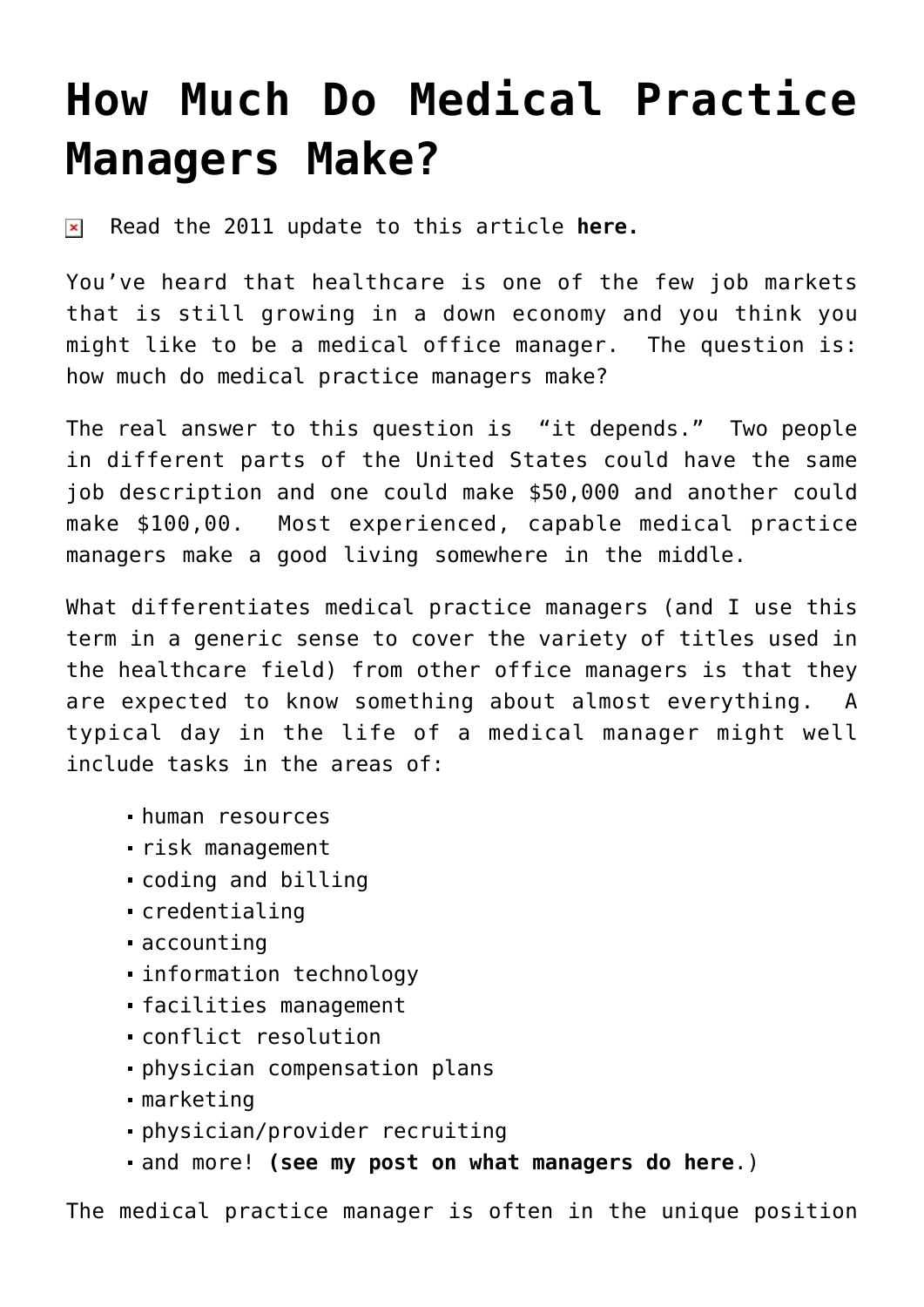# How Much Do Medical Practice Managers Make?

Read the 2011 update to this article **here.**

You've heard that healthcare is one of the few job markets that is still growing in a down economy and you think you might like to be a medical office manager. The question is: how much do medical practice managers make?

The real answer to this question is "it depends." Two people in different parts of the United States could have the same job description and one could make $50,000 and another could make $100,00. Most experienced, capable medical practice managers make a good living somewhere in the middle.

What differentiates medical practice managers (and I use this term in a generic sense to cover the variety of titles used in the healthcare field) from other office managers is that they are expected to know something about almost everything. A typical day in the life of a medical manager might well include tasks in the areas of:

- human resources
- risk management
- coding and billing
- credentialing
- accounting
- information technology
- facilities management
- conflict resolution
- physician compensation plans
- marketing
- physician/provider recruiting
- and more! **(see my post on what managers do here**.)

The medical practice manager is often in the unique position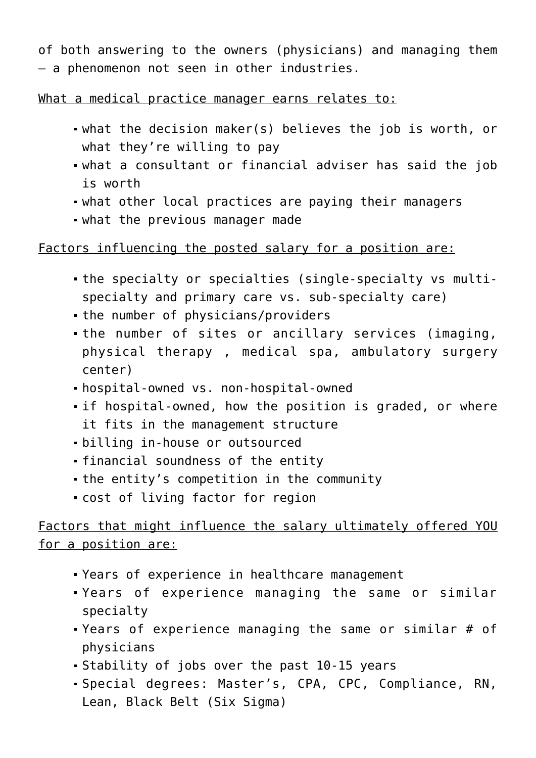of both answering to the owners (physicians) and managing them – a phenomenon not seen in other industries.

<u>What a medical practice manager earns relates to:</u>

- what the decision maker(s) believes the job is worth, or what they're willing to pay
- what a consultant or financial adviser has said the job is worth
- what other local practices are paying their managers
- what the previous manager made

<u>Factors influencing the posted salary for a position are:</u>

- the specialty or specialties (single-specialty vs multi-specialty and primary care vs. sub-specialty care)
- the number of physicians/providers
- the number of sites or ancillary services (imaging, physical therapy , medical spa, ambulatory surgery center)
- hospital-owned vs. non-hospital-owned
- if hospital-owned, how the position is graded, or where it fits in the management structure
- billing in-house or outsourced
- financial soundness of the entity
- the entity's competition in the community
- cost of living factor for region

<u>Factors that might influence the salary ultimately offered YOU for a position are:</u>

- Years of experience in healthcare management
- Years of experience managing the same or similar specialty
- Years of experience managing the same or similar # of physicians
- Stability of jobs over the past 10-15 years
- Special degrees: Master's, CPA, CPC, Compliance, RN, Lean, Black Belt (Six Sigma)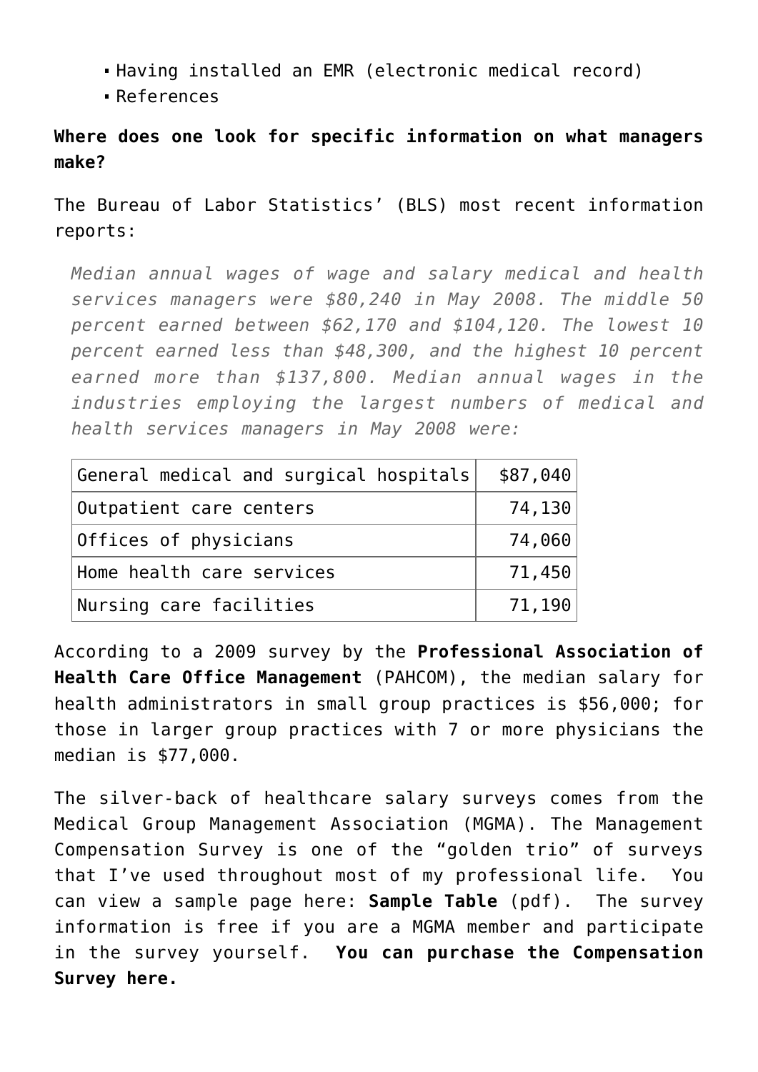- Having installed an EMR (electronic medical record)
- References

**Where does one look for specific information on what managers make?**

The Bureau of Labor Statistics' (BLS) most recent information reports:

> *Median annual wages of wage and salary medical and health services managers were $80,240 in May 2008. The middle 50 percent earned between $62,170 and $104,120. The lowest 10 percent earned less than $48,300, and the highest 10 percent earned more than $137,800. Median annual wages in the industries employing the largest numbers of medical and health services managers in May 2008 were:*

| | |
|---|---:|
| General medical and surgical hospitals | $87,040 |
| Outpatient care centers | 74,130 |
| Offices of physicians | 74,060 |
| Home health care services | 71,450 |
| Nursing care facilities | 71,190 |

According to a 2009 survey by the **Professional Association of Health Care Office Management** (PAHCOM), the median salary for health administrators in small group practices is $56,000; for those in larger group practices with 7 or more physicians the median is $77,000.

The silver-back of healthcare salary surveys comes from the Medical Group Management Association (MGMA). The Management Compensation Survey is one of the "golden trio" of surveys that I've used throughout most of my professional life. You can view a sample page here: **Sample Table** (pdf). The survey information is free if you are a MGMA member and participate in the survey yourself. **You can purchase the Compensation Survey here.**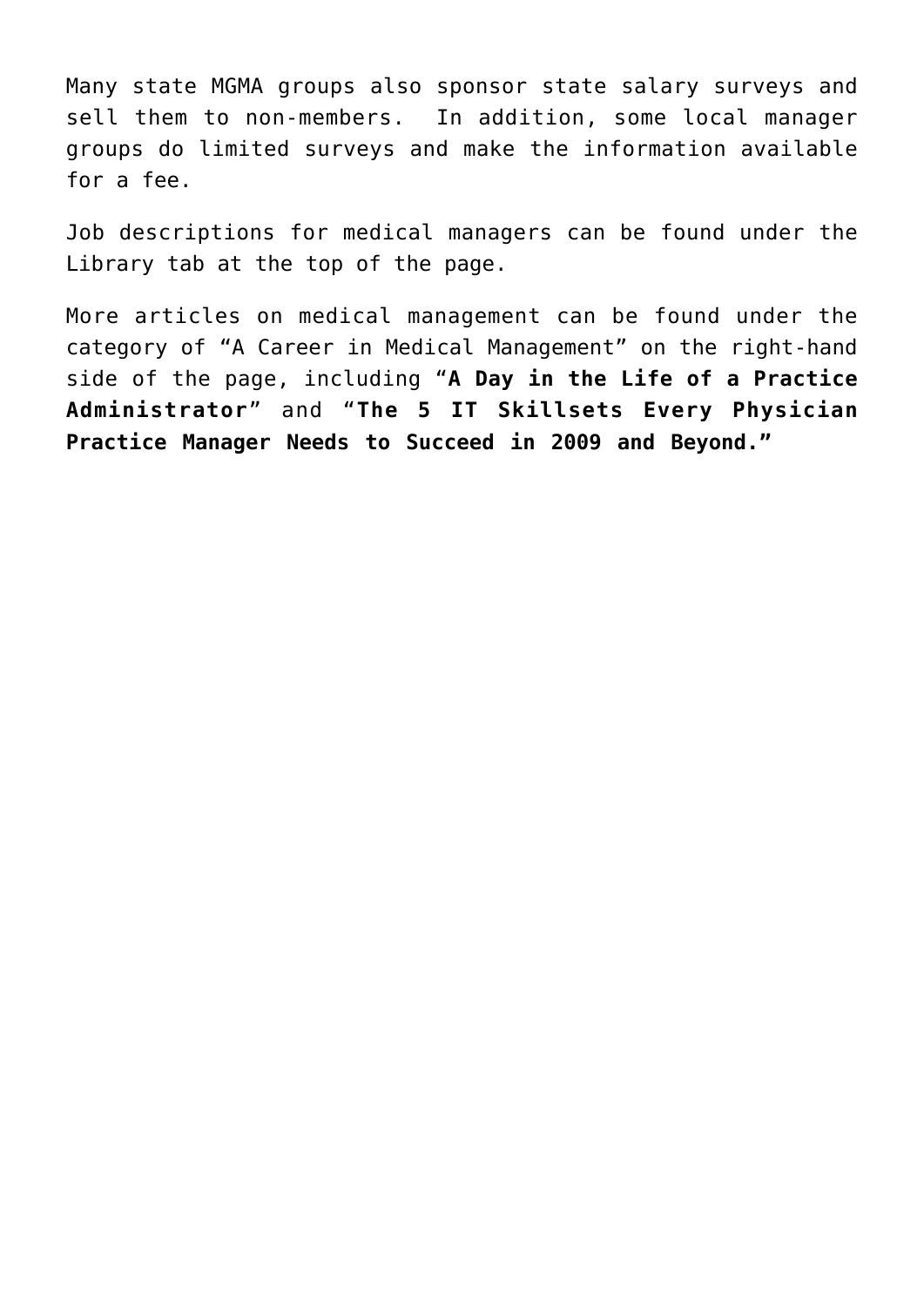Many state MGMA groups also sponsor state salary surveys and sell them to non-members.  In addition, some local manager groups do limited surveys and make the information available for a fee.

Job descriptions for medical managers can be found under the Library tab at the top of the page.

More articles on medical management can be found under the category of "A Career in Medical Management" on the right-hand side of the page, including "**A Day in the Life of a Practice Administrator**" and "**The 5 IT Skillsets Every Physician Practice Manager Needs to Succeed in 2009 and Beyond.**"